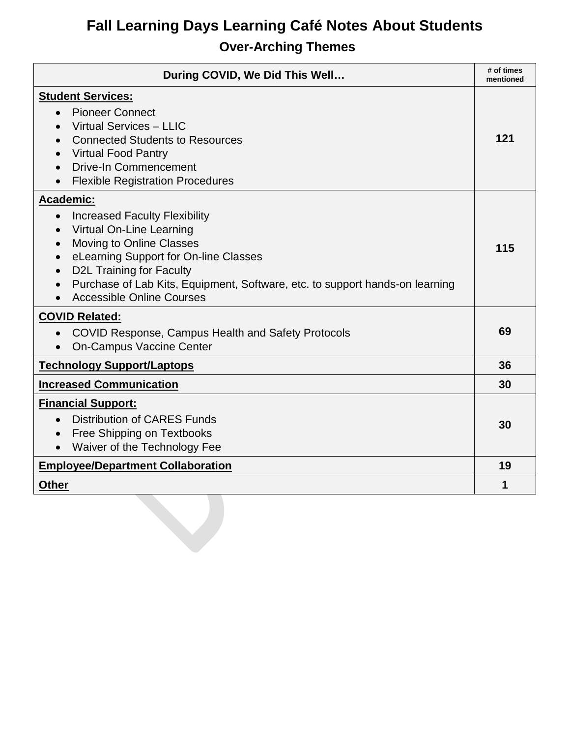# Fall Learning Days Learning Café Notes About Students

## Over-Arching Themes

| During COVID, We Did This Well… | # of times mentioned |
|---|---|
| **Student Services:**<br>• Pioneer Connect<br>• Virtual Services – LLIC<br>• Connected Students to Resources<br>• Virtual Food Pantry<br>• Drive-In Commencement<br>• Flexible Registration Procedures | **121** |
| **Academic:**<br>• Increased Faculty Flexibility<br>• Virtual On-Line Learning<br>• Moving to Online Classes<br>• eLearning Support for On-line Classes<br>• D2L Training for Faculty<br>• Purchase of Lab Kits, Equipment, Software, etc. to support hands-on learning<br>• Accessible Online Courses | **115** |
| **COVID Related:**<br>• COVID Response, Campus Health and Safety Protocols<br>• On-Campus Vaccine Center | **69** |
| **Technology Support/Laptops** | **36** |
| **Increased Communication** | **30** |
| **Financial Support:**<br>• Distribution of CARES Funds<br>• Free Shipping on Textbooks<br>• Waiver of the Technology Fee | **30** |
| **Employee/Department Collaboration** | **19** |
| **Other** | **1** |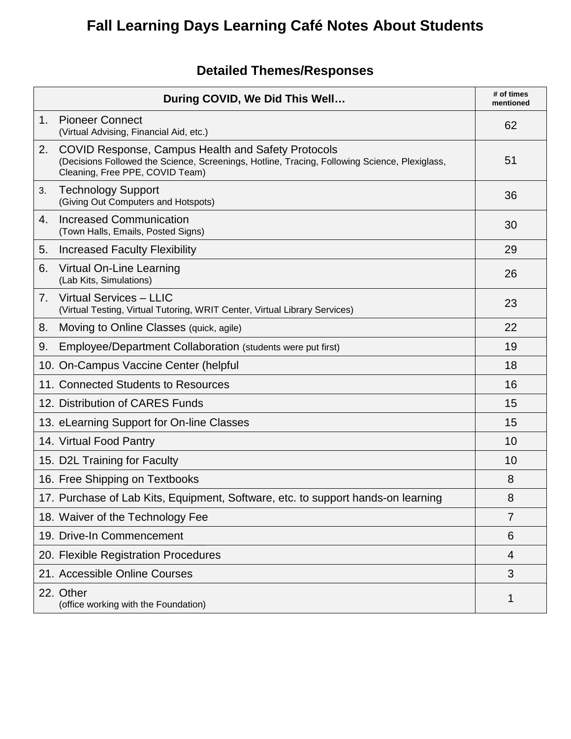# Fall Learning Days Learning Café Notes About Students

## Detailed Themes/Responses

| During COVID, We Did This Well… | # of times mentioned |
|---|---|
| 1. Pioneer Connect (Virtual Advising, Financial Aid, etc.) | 62 |
| 2. COVID Response, Campus Health and Safety Protocols (Decisions Followed the Science, Screenings, Hotline, Tracing, Following Science, Plexiglass, Cleaning, Free PPE, COVID Team) | 51 |
| 3. Technology Support (Giving Out Computers and Hotspots) | 36 |
| 4. Increased Communication (Town Halls, Emails, Posted Signs) | 30 |
| 5. Increased Faculty Flexibility | 29 |
| 6. Virtual On-Line Learning (Lab Kits, Simulations) | 26 |
| 7. Virtual Services – LLIC (Virtual Testing, Virtual Tutoring, WRIT Center, Virtual Library Services) | 23 |
| 8. Moving to Online Classes (quick, agile) | 22 |
| 9. Employee/Department Collaboration (students were put first) | 19 |
| 10. On-Campus Vaccine Center (helpful | 18 |
| 11. Connected Students to Resources | 16 |
| 12. Distribution of CARES Funds | 15 |
| 13. eLearning Support for On-line Classes | 15 |
| 14. Virtual Food Pantry | 10 |
| 15. D2L Training for Faculty | 10 |
| 16. Free Shipping on Textbooks | 8 |
| 17. Purchase of Lab Kits, Equipment, Software, etc. to support hands-on learning | 8 |
| 18. Waiver of the Technology Fee | 7 |
| 19. Drive-In Commencement | 6 |
| 20. Flexible Registration Procedures | 4 |
| 21. Accessible Online Courses | 3 |
| 22. Other (office working with the Foundation) | 1 |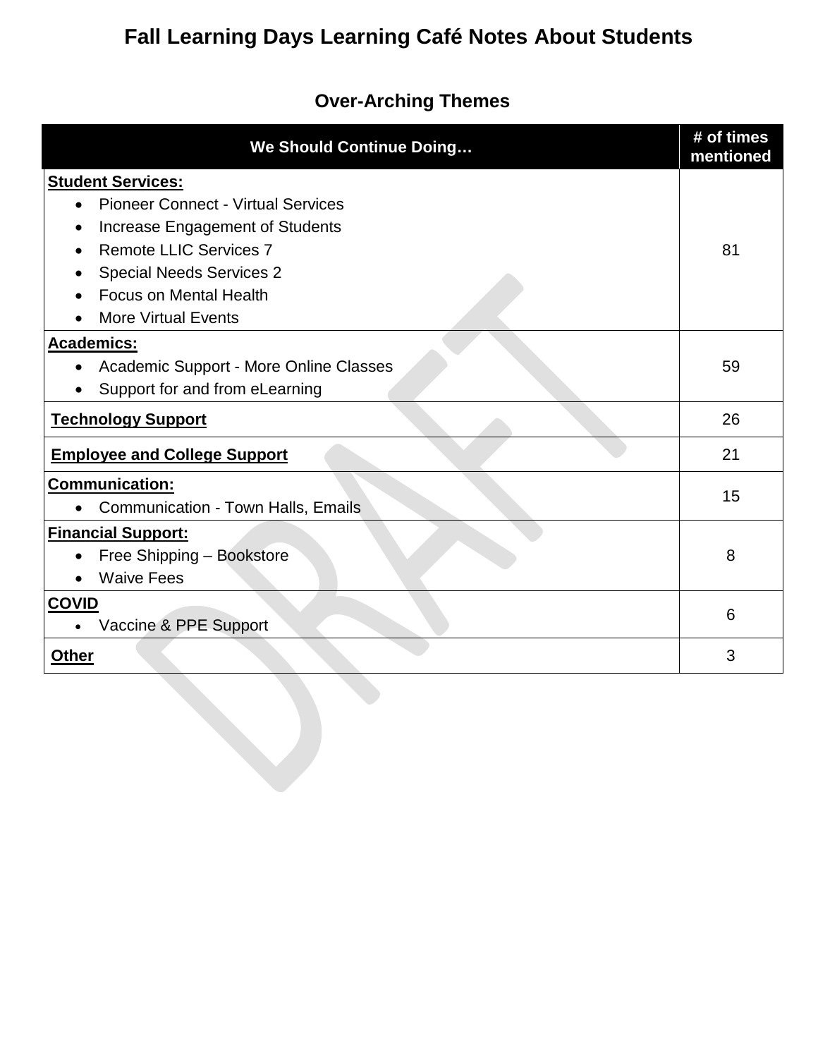# Fall Learning Days Learning Café Notes About Students

## Over-Arching Themes

| We Should Continue Doing… | # of times mentioned |
|---|---|
| **Student Services:**<br>• Pioneer Connect - Virtual Services<br>• Increase Engagement of Students<br>• Remote LLIC Services 7<br>• Special Needs Services 2<br>• Focus on Mental Health<br>• More Virtual Events | 81 |
| **Academics:**<br>• Academic Support - More Online Classes<br>• Support for and from eLearning | 59 |
| **Technology Support** | 26 |
| **Employee and College Support** | 21 |
| **Communication:**<br>• Communication - Town Halls, Emails | 15 |
| **Financial Support:**<br>• Free Shipping – Bookstore<br>• Waive Fees | 8 |
| **COVID**<br>• Vaccine & PPE Support | 6 |
| **Other** | 3 |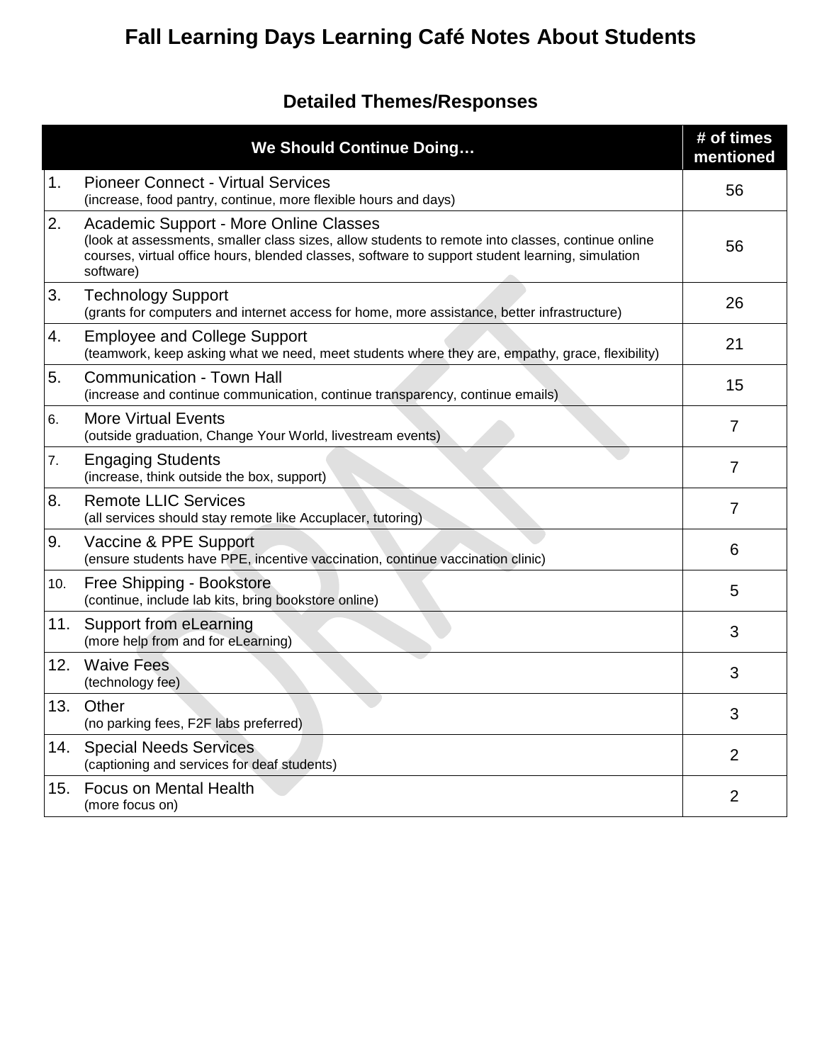# Fall Learning Days Learning Café Notes About Students

## Detailed Themes/Responses

| | We Should Continue Doing… | # of times mentioned |
|---|---|---|
| 1. | Pioneer Connect - Virtual Services (increase, food pantry, continue, more flexible hours and days) | 56 |
| 2. | Academic Support - More Online Classes (look at assessments, smaller class sizes, allow students to remote into classes, continue online courses, virtual office hours, blended classes, software to support student learning, simulation software) | 56 |
| 3. | Technology Support (grants for computers and internet access for home, more assistance, better infrastructure) | 26 |
| 4. | Employee and College Support (teamwork, keep asking what we need, meet students where they are, empathy, grace, flexibility) | 21 |
| 5. | Communication - Town Hall (increase and continue communication, continue transparency, continue emails) | 15 |
| 6. | More Virtual Events (outside graduation, Change Your World, livestream events) | 7 |
| 7. | Engaging Students (increase, think outside the box, support) | 7 |
| 8. | Remote LLIC Services (all services should stay remote like Accuplacer, tutoring) | 7 |
| 9. | Vaccine & PPE Support (ensure students have PPE, incentive vaccination, continue vaccination clinic) | 6 |
| 10. | Free Shipping - Bookstore (continue, include lab kits, bring bookstore online) | 5 |
| 11. | Support from eLearning (more help from and for eLearning) | 3 |
| 12. | Waive Fees (technology fee) | 3 |
| 13. | Other (no parking fees, F2F labs preferred) | 3 |
| 14. | Special Needs Services (captioning and services for deaf students) | 2 |
| 15. | Focus on Mental Health (more focus on) | 2 |